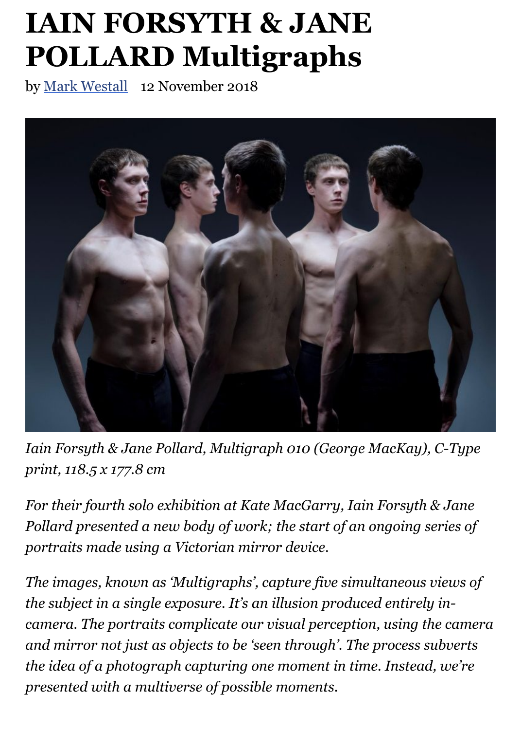# IAIN FORSYTH & JANE POLLARD Multigraphs

by Mark Westall 12 November 2018

*Iain Forsyth & Jane Pollard, Multigraph 010 (George MacKay), C-Type print, 118.5 x 177.8 cm*

*For their fourth solo exhibition at Kate MacGarry, Iain Forsyth & Jane Pollard presented a new body of work; the start of an ongoing series of portraits made using a Victorian mirror device.*

*The images, known as 'Multigraphs', capture five simultaneous views of the subject in a single exposure. It's an illusion produced entirely in-camera. The portraits complicate our visual perception, using the camera and mirror not just as objects to be 'seen through'. The process subverts the idea of a photograph capturing one moment in time. Instead, we're presented with a multiverse of possible moments.*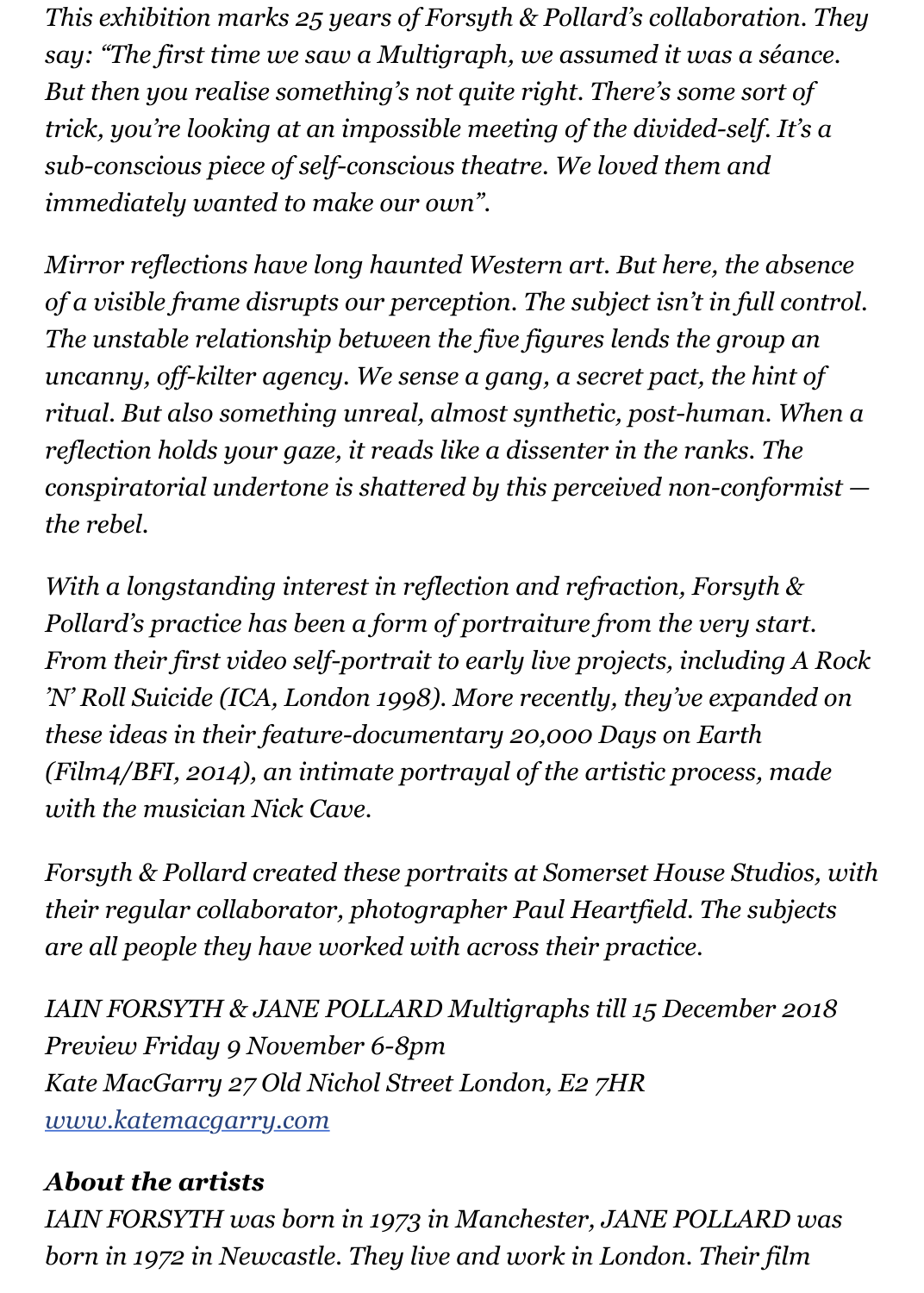*This exhibition marks 25 years of Forsyth & Pollard's collaboration. They say: "The first time we saw a Multigraph, we assumed it was a séance. But then you realise something's not quite right. There's some sort of trick, you're looking at an impossible meeting of the divided-self. It's a sub-conscious piece of self-conscious theatre. We loved them and immediately wanted to make our own".*

*Mirror reflections have long haunted Western art. But here, the absence of a visible frame disrupts our perception. The subject isn't in full control. The unstable relationship between the five figures lends the group an uncanny, off-kilter agency. We sense a gang, a secret pact, the hint of ritual. But also something unreal, almost synthetic, post-human. When a reflection holds your gaze, it reads like a dissenter in the ranks. The conspiratorial undertone is shattered by this perceived non-conformist — the rebel.*

*With a longstanding interest in reflection and refraction, Forsyth & Pollard's practice has been a form of portraiture from the very start. From their first video self-portrait to early live projects, including A Rock 'N' Roll Suicide (ICA, London 1998). More recently, they've expanded on these ideas in their feature-documentary 20,000 Days on Earth (Film4/BFI, 2014), an intimate portrayal of the artistic process, made with the musician Nick Cave.*

*Forsyth & Pollard created these portraits at Somerset House Studios, with their regular collaborator, photographer Paul Heartfield. The subjects are all people they have worked with across their practice.*

*IAIN FORSYTH & JANE POLLARD Multigraphs till 15 December 2018*
*Preview Friday 9 November 6-8pm*
*Kate MacGarry 27 Old Nichol Street London, E2 7HR*
*[www.katemacgarry.com](http://www.katemacgarry.com)*

***About the artists***
*IAIN FORSYTH was born in 1973 in Manchester, JANE POLLARD was born in 1972 in Newcastle. They live and work in London. Their film*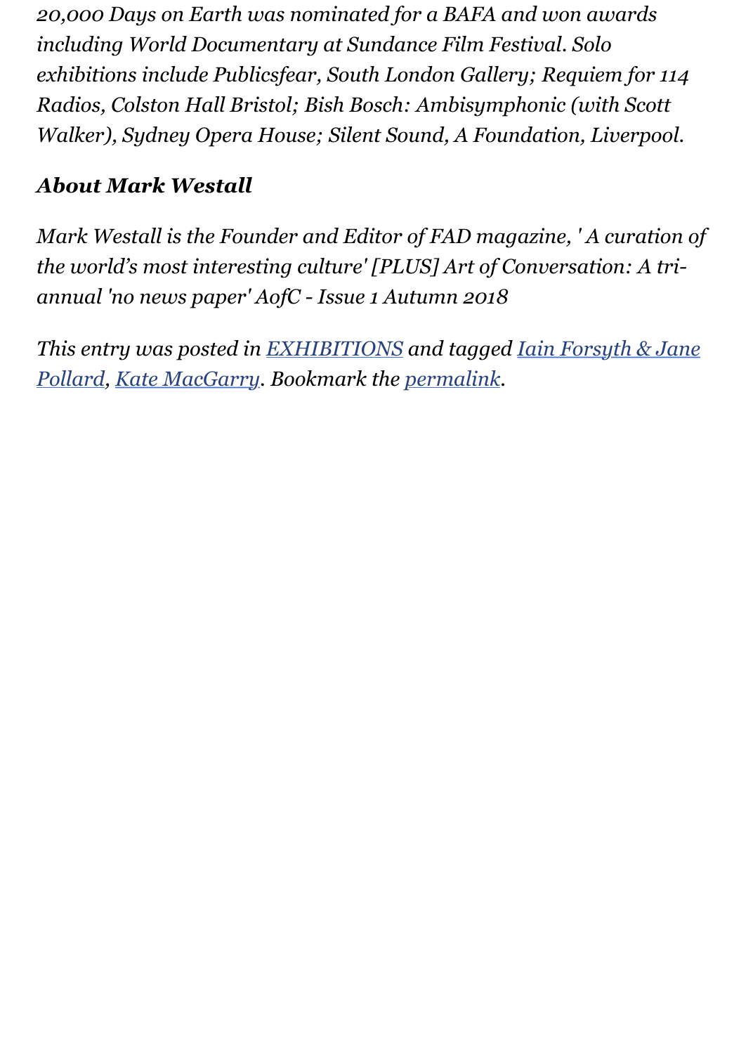*20,000 Days on Earth was nominated for a BAFA and won awards including World Documentary at Sundance Film Festival. Solo exhibitions include Publicsfear, South London Gallery; Requiem for 114 Radios, Colston Hall Bristol; Bish Bosch: Ambisymphonic (with Scott Walker), Sydney Opera House; Silent Sound, A Foundation, Liverpool.*

### *About Mark Westall*

*Mark Westall is the Founder and Editor of FAD magazine, ' A curation of the world's most interesting culture' [PLUS] Art of Conversation: A tri-annual 'no news paper' AofC - Issue 1 Autumn 2018*

*This entry was posted in EXHIBITIONS and tagged Iain Forsyth & Jane Pollard, Kate MacGarry. Bookmark the permalink.*